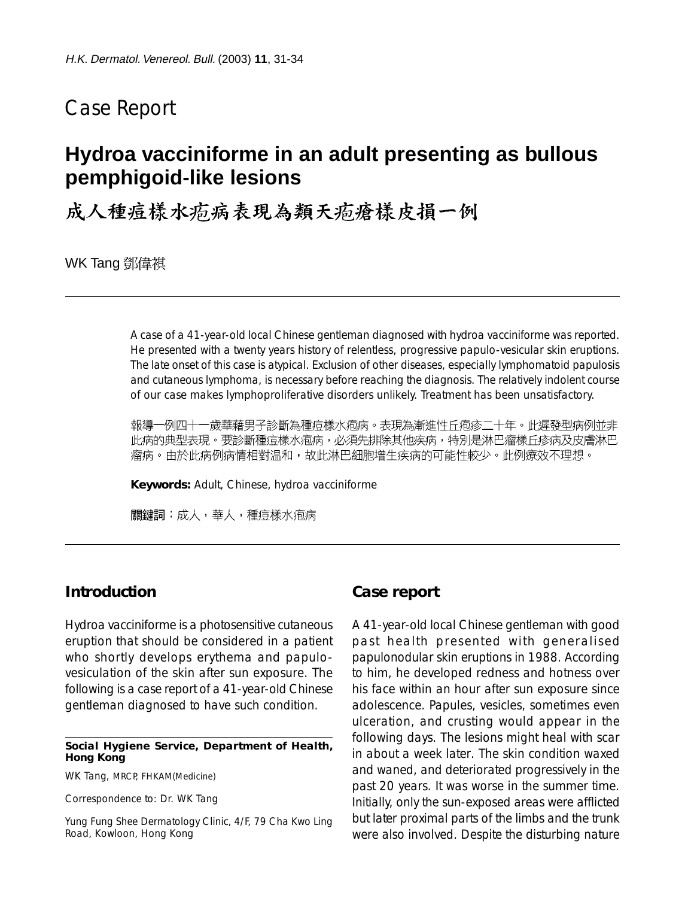Case Report

# Hydroa vacciniforme in an adult presenting as bullous pemphigoid-like lesions

# 成人種痘樣水疱病表現為類天疱瘡樣皮損一例

WK Tang 鄧偉祺

A case of a 41-year-old local Chinese gentleman diagnosed with hydroa vacciniforme was reported. He presented with a twenty years history of relentless, progressive papulo-vesicular skin eruptions. The late onset of this case is atypical. Exclusion of other diseases, especially lymphomatoid papulosis and cutaneous lymphoma, is necessary before reaching the diagnosis. The relatively indolent course of our case makes lymphoproliferative disorders unlikely. Treatment has been unsatisfactory.

報導一例四十一歲華藉男子診斷為種痘樣水疱病。表現為漸進性丘疱疹二十年。此遲發型病例並非此病的典型表現。要診斷種痘樣水疱病，必須先排除其他疾病，特別是淋巴瘤樣丘疹病及皮膚淋巴瘤病。由於此病例病情相對溫和，故此淋巴細胞增生疾病的可能性較少。此例療效不理想。

**Keywords:** Adult, Chinese, hydroa vacciniforme

**關鍵詞**：成人，華人，種痘樣水疱病

## Introduction

Hydroa vacciniforme is a photosensitive cutaneous eruption that should be considered in a patient who shortly develops erythema and papulo-vesiculation of the skin after sun exposure. The following is a case report of a 41-year-old Chinese gentleman diagnosed to have such condition.

**Social Hygiene Service, Department of Health, Hong Kong**

WK Tang, MRCP, FHKAM(Medicine)

Correspondence to: Dr. WK Tang

Yung Fung Shee Dermatology Clinic, 4/F, 79 Cha Kwo Ling Road, Kowloon, Hong Kong

## Case report

A 41-year-old local Chinese gentleman with good past health presented with generalised papulonodular skin eruptions in 1988. According to him, he developed redness and hotness over his face within an hour after sun exposure since adolescence. Papules, vesicles, sometimes even ulceration, and crusting would appear in the following days. The lesions might heal with scar in about a week later. The skin condition waxed and waned, and deteriorated progressively in the past 20 years. It was worse in the summer time. Initially, only the sun-exposed areas were afflicted but later proximal parts of the limbs and the trunk were also involved. Despite the disturbing nature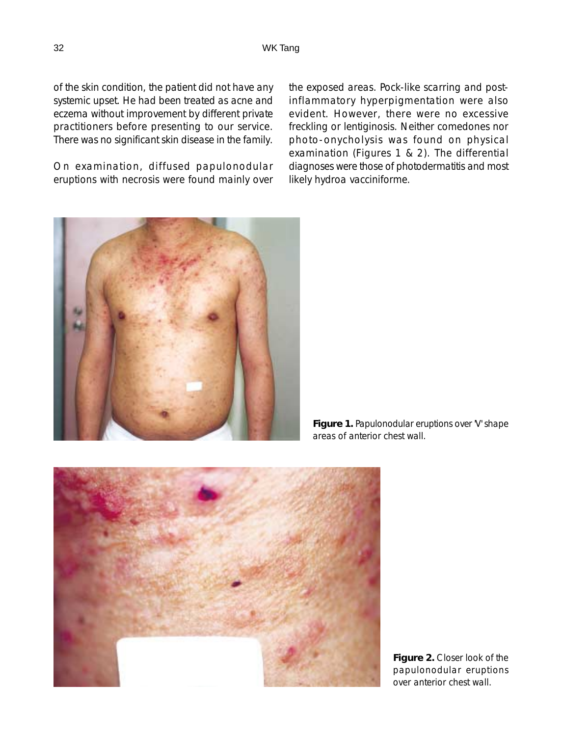of the skin condition, the patient did not have any systemic upset. He had been treated as acne and eczema without improvement by different private practitioners before presenting to our service. There was no significant skin disease in the family.

On examination, diffused papulonodular eruptions with necrosis were found mainly over the exposed areas. Pock-like scarring and post-inflammatory hyperpigmentation were also evident. However, there were no excessive freckling or lentiginosis. Neither comedones nor photo-onycholysis was found on physical examination (Figures 1 & 2). The differential diagnoses were those of photodermatitis and most likely hydroa vacciniforme.

**Figure 1.** Papulonodular eruptions over 'V' shape areas of anterior chest wall.

**Figure 2.** Closer look of the papulonodular eruptions over anterior chest wall.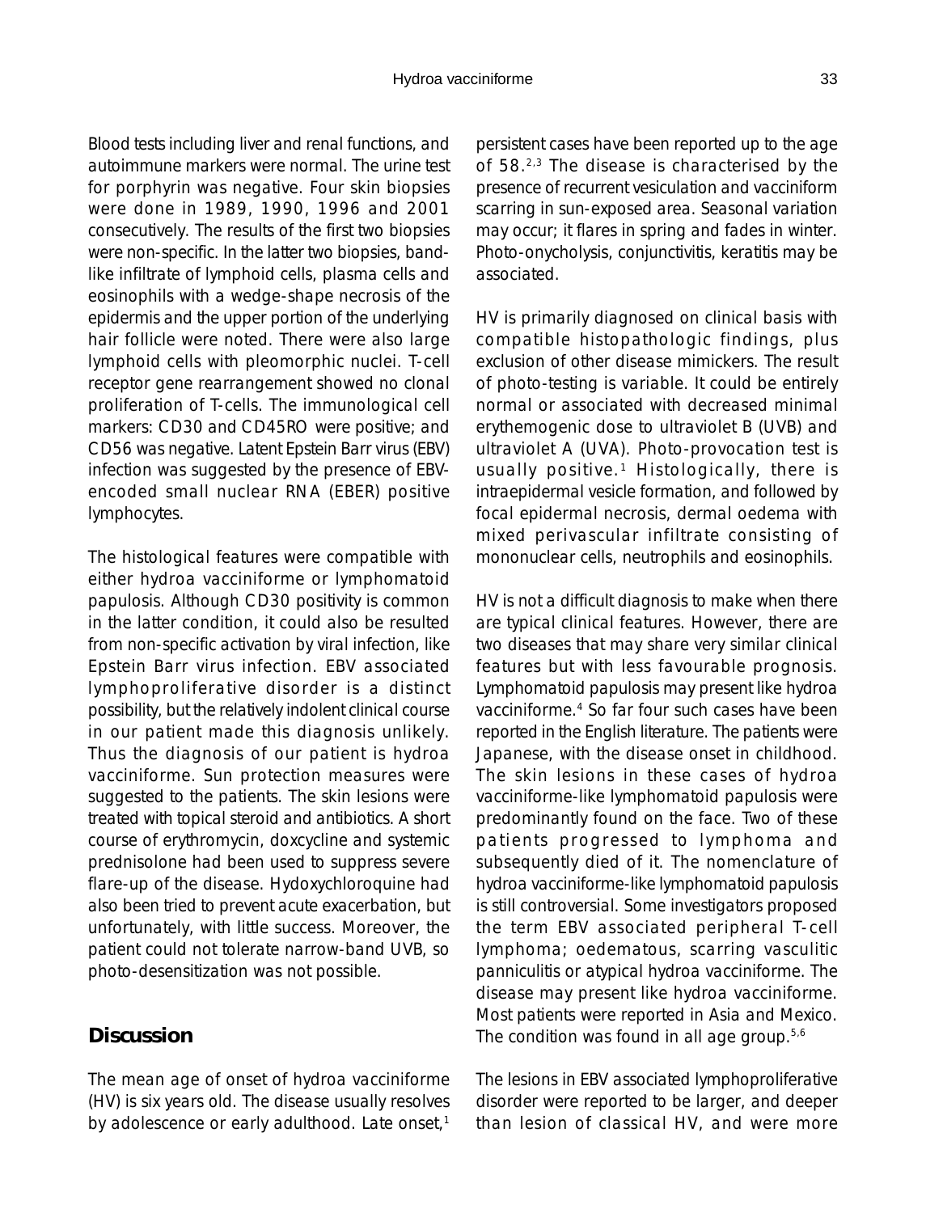Blood tests including liver and renal functions, and autoimmune markers were normal. The urine test for porphyrin was negative. Four skin biopsies were done in 1989, 1990, 1996 and 2001 consecutively. The results of the first two biopsies were non-specific. In the latter two biopsies, band-like infiltrate of lymphoid cells, plasma cells and eosinophils with a wedge-shape necrosis of the epidermis and the upper portion of the underlying hair follicle were noted. There were also large lymphoid cells with pleomorphic nuclei. T-cell receptor gene rearrangement showed no clonal proliferation of T-cells. The immunological cell markers: CD30 and CD45RO were positive; and CD56 was negative. Latent Epstein Barr virus (EBV) infection was suggested by the presence of EBV-encoded small nuclear RNA (EBER) positive lymphocytes.

The histological features were compatible with either hydroa vacciniforme or lymphomatoid papulosis. Although CD30 positivity is common in the latter condition, it could also be resulted from non-specific activation by viral infection, like Epstein Barr virus infection. EBV associated lymphoproliferative disorder is a distinct possibility, but the relatively indolent clinical course in our patient made this diagnosis unlikely. Thus the diagnosis of our patient is hydroa vacciniforme. Sun protection measures were suggested to the patients. The skin lesions were treated with topical steroid and antibiotics. A short course of erythromycin, doxcycline and systemic prednisolone had been used to suppress severe flare-up of the disease. Hydoxychloroquine had also been tried to prevent acute exacerbation, but unfortunately, with little success. Moreover, the patient could not tolerate narrow-band UVB, so photo-desensitization was not possible.

## Discussion

The mean age of onset of hydroa vacciniforme (HV) is six years old. The disease usually resolves by adolescence or early adulthood. Late onset,[1] persistent cases have been reported up to the age of 58.[2,3] The disease is characterised by the presence of recurrent vesiculation and vacciniform scarring in sun-exposed area. Seasonal variation may occur; it flares in spring and fades in winter. Photo-onycholysis, conjunctivitis, keratitis may be associated.

HV is primarily diagnosed on clinical basis with compatible histopathologic findings, plus exclusion of other disease mimickers. The result of photo-testing is variable. It could be entirely normal or associated with decreased minimal erythemogenic dose to ultraviolet B (UVB) and ultraviolet A (UVA). Photo-provocation test is usually positive.[1] Histologically, there is intraepidermal vesicle formation, and followed by focal epidermal necrosis, dermal oedema with mixed perivascular infiltrate consisting of mononuclear cells, neutrophils and eosinophils.

HV is not a difficult diagnosis to make when there are typical clinical features. However, there are two diseases that may share very similar clinical features but with less favourable prognosis. Lymphomatoid papulosis may present like hydroa vacciniforme.[4] So far four such cases have been reported in the English literature. The patients were Japanese, with the disease onset in childhood. The skin lesions in these cases of hydroa vacciniforme-like lymphomatoid papulosis were predominantly found on the face. Two of these patients progressed to lymphoma and subsequently died of it. The nomenclature of hydroa vacciniforme-like lymphomatoid papulosis is still controversial. Some investigators proposed the term EBV associated peripheral T-cell lymphoma; oedematous, scarring vasculitic panniculitis or atypical hydroa vacciniforme. The disease may present like hydroa vacciniforme. Most patients were reported in Asia and Mexico. The condition was found in all age group.[5,6]

The lesions in EBV associated lymphoproliferative disorder were reported to be larger, and deeper than lesion of classical HV, and were more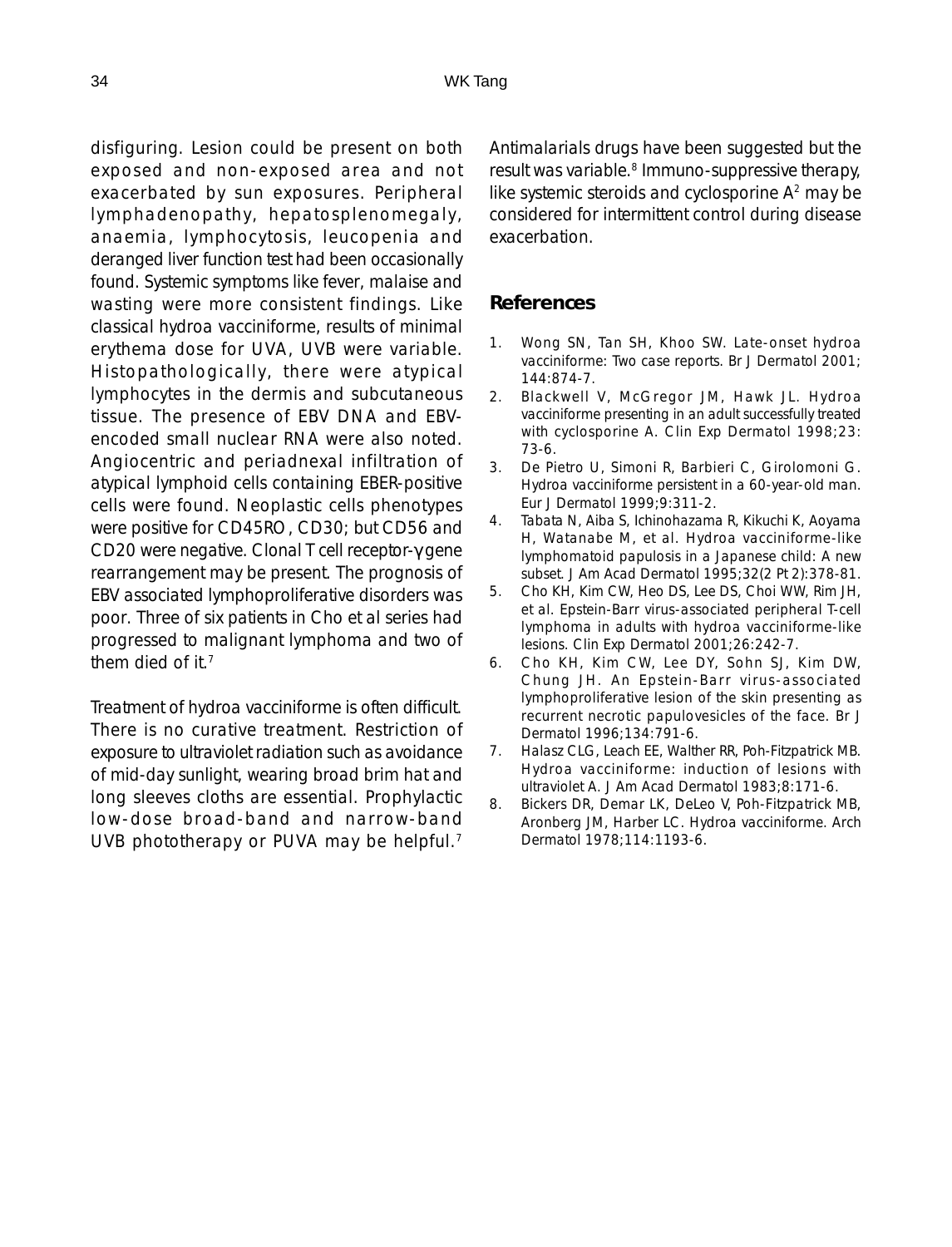disfiguring. Lesion could be present on both exposed and non-exposed area and not exacerbated by sun exposures. Peripheral lymphadenopathy, hepatosplenomegaly, anaemia, lymphocytosis, leucopenia and deranged liver function test had been occasionally found. Systemic symptoms like fever, malaise and wasting were more consistent findings. Like classical hydroa vacciniforme, results of minimal erythema dose for UVA, UVB were variable. Histopathologically, there were atypical lymphocytes in the dermis and subcutaneous tissue. The presence of EBV DNA and EBV-encoded small nuclear RNA were also noted. Angiocentric and periadnexal infiltration of atypical lymphoid cells containing EBER-positive cells were found. Neoplastic cells phenotypes were positive for CD45RO, CD30; but CD56 and CD20 were negative. Clonal T cell receptor-γ gene rearrangement may be present. The prognosis of EBV associated lymphoproliferative disorders was poor. Three of six patients in Cho et al series had progressed to malignant lymphoma and two of them died of it.[7]

Treatment of hydroa vacciniforme is often difficult. There is no curative treatment. Restriction of exposure to ultraviolet radiation such as avoidance of mid-day sunlight, wearing broad brim hat and long sleeves cloths are essential. Prophylactic low-dose broad-band and narrow-band UVB phototherapy or PUVA may be helpful.[7] Antimalarials drugs have been suggested but the result was variable.[8] Immuno-suppressive therapy, like systemic steroids and cyclosporine A[2] may be considered for intermittent control during disease exacerbation.

## References

1. Wong SN, Tan SH, Khoo SW. Late-onset hydroa vacciniforme: Two case reports. Br J Dermatol 2001; 144:874-7.
2. Blackwell V, McGregor JM, Hawk JL. Hydroa vacciniforme presenting in an adult successfully treated with cyclosporine A. Clin Exp Dermatol 1998;23: 73-6.
3. De Pietro U, Simoni R, Barbieri C, Girolomoni G. Hydroa vacciniforme persistent in a 60-year-old man. Eur J Dermatol 1999;9:311-2.
4. Tabata N, Aiba S, Ichinohazama R, Kikuchi K, Aoyama H, Watanabe M, et al. Hydroa vacciniforme-like lymphomatoid papulosis in a Japanese child: A new subset. J Am Acad Dermatol 1995;32(2 Pt 2):378-81.
5. Cho KH, Kim CW, Heo DS, Lee DS, Choi WW, Rim JH, et al. Epstein-Barr virus-associated peripheral T-cell lymphoma in adults with hydroa vacciniforme-like lesions. Clin Exp Dermatol 2001;26:242-7.
6. Cho KH, Kim CW, Lee DY, Sohn SJ, Kim DW, Chung JH. An Epstein-Barr virus-associated lymphoproliferative lesion of the skin presenting as recurrent necrotic papulovesicles of the face. Br J Dermatol 1996;134:791-6.
7. Halasz CLG, Leach EE, Walther RR, Poh-Fitzpatrick MB. Hydroa vacciniforme: induction of lesions with ultraviolet A. J Am Acad Dermatol 1983;8:171-6.
8. Bickers DR, Demar LK, DeLeo V, Poh-Fitzpatrick MB, Aronberg JM, Harber LC. Hydroa vacciniforme. Arch Dermatol 1978;114:1193-6.